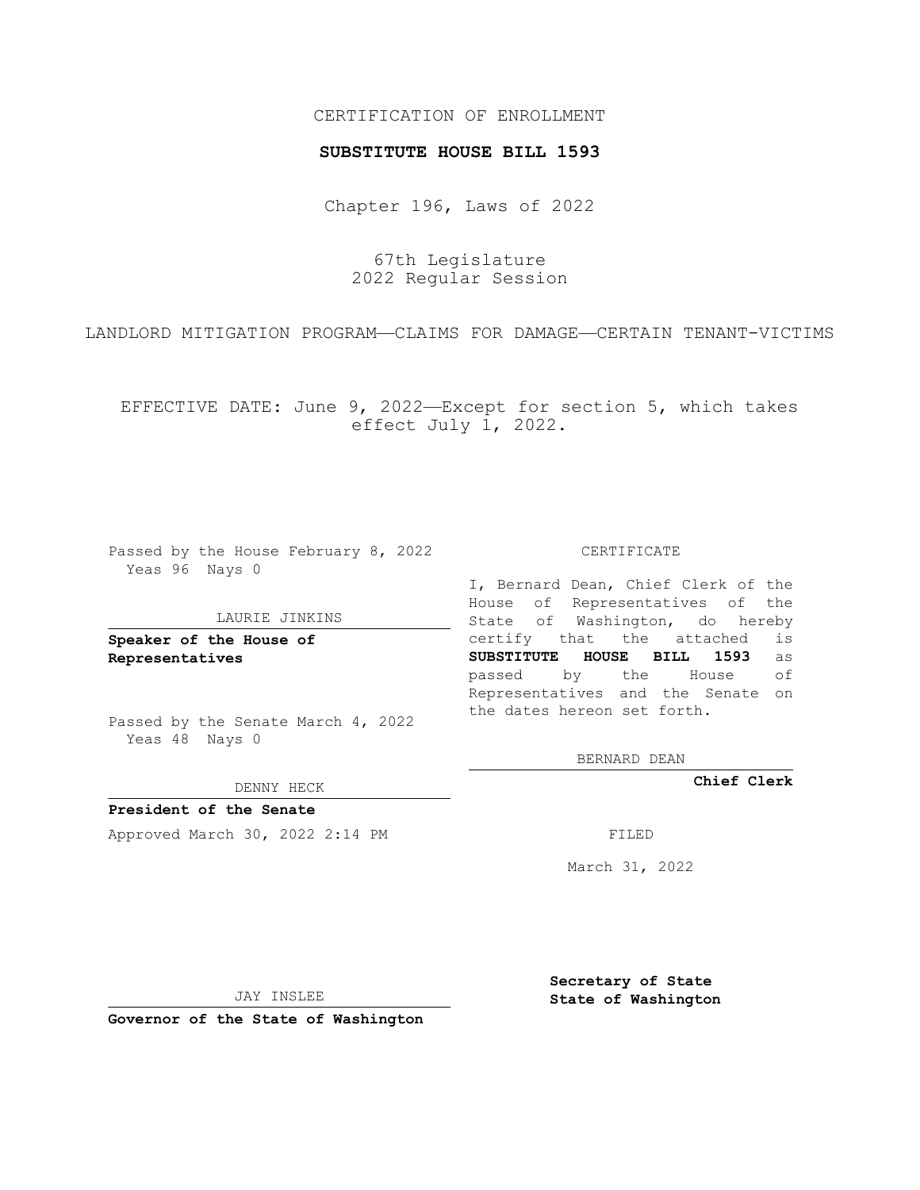CERTIFICATION OF ENROLLMENT

**SUBSTITUTE HOUSE BILL 1593**

Chapter 196, Laws of 2022

67th Legislature
2022 Regular Session

LANDLORD MITIGATION PROGRAM—CLAIMS FOR DAMAGE—CERTAIN TENANT-VICTIMS

EFFECTIVE DATE: June 9, 2022—Except for section 5, which takes effect July 1, 2022.

Passed by the House February 8, 2022
Yeas 96 Nays 0

LAURIE JINKINS

**Speaker of the House of Representatives**

Passed by the Senate March 4, 2022
Yeas 48 Nays 0

DENNY HECK

**President of the Senate**

Approved March 30, 2022 2:14 PM

JAY INSLEE

**Governor of the State of Washington**

CERTIFICATE

I, Bernard Dean, Chief Clerk of the House of Representatives of the State of Washington, do hereby certify that the attached is **SUBSTITUTE HOUSE BILL 1593** as passed by the House of Representatives and the Senate on the dates hereon set forth.

BERNARD DEAN

**Chief Clerk**

FILED

March 31, 2022

**Secretary of State**
**State of Washington**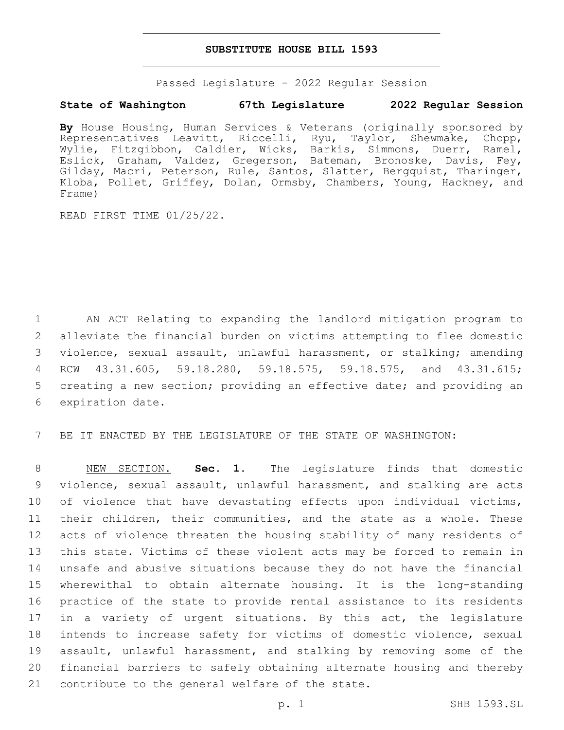## SUBSTITUTE HOUSE BILL 1593

Passed Legislature - 2022 Regular Session

**State of Washington 67th Legislature 2022 Regular Session**

**By** House Housing, Human Services & Veterans (originally sponsored by Representatives Leavitt, Riccelli, Ryu, Taylor, Shewmake, Chopp, Wylie, Fitzgibbon, Caldier, Wicks, Barkis, Simmons, Duerr, Ramel, Eslick, Graham, Valdez, Gregerson, Bateman, Bronoske, Davis, Fey, Gilday, Macri, Peterson, Rule, Santos, Slatter, Bergquist, Tharinger, Kloba, Pollet, Griffey, Dolan, Ormsby, Chambers, Young, Hackney, and Frame)

READ FIRST TIME 01/25/22.

1 AN ACT Relating to expanding the landlord mitigation program to
2 alleviate the financial burden on victims attempting to flee domestic
3 violence, sexual assault, unlawful harassment, or stalking; amending
4 RCW 43.31.605, 59.18.280, 59.18.575, 59.18.575, and 43.31.615;
5 creating a new section; providing an effective date; and providing an
6 expiration date.

7 BE IT ENACTED BY THE LEGISLATURE OF THE STATE OF WASHINGTON:

8 NEW SECTION. **Sec. 1.** The legislature finds that domestic
9 violence, sexual assault, unlawful harassment, and stalking are acts
10 of violence that have devastating effects upon individual victims,
11 their children, their communities, and the state as a whole. These
12 acts of violence threaten the housing stability of many residents of
13 this state. Victims of these violent acts may be forced to remain in
14 unsafe and abusive situations because they do not have the financial
15 wherewithal to obtain alternate housing. It is the long-standing
16 practice of the state to provide rental assistance to its residents
17 in a variety of urgent situations. By this act, the legislature
18 intends to increase safety for victims of domestic violence, sexual
19 assault, unlawful harassment, and stalking by removing some of the
20 financial barriers to safely obtaining alternate housing and thereby
21 contribute to the general welfare of the state.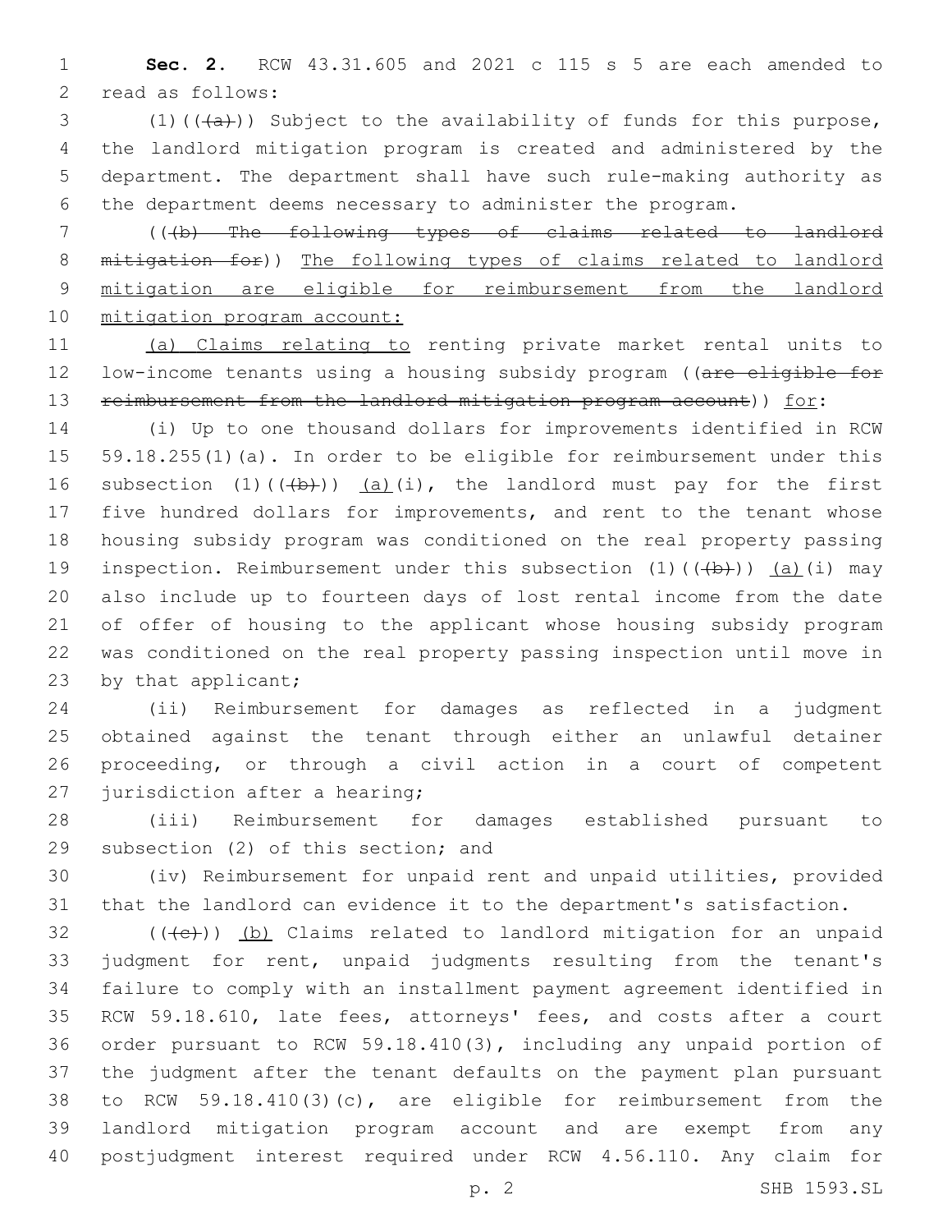**Sec. 2.** RCW 43.31.605 and 2021 c 115 s 5 are each amended to read as follows:

(1)(((a))) Subject to the availability of funds for this purpose, the landlord mitigation program is created and administered by the department. The department shall have such rule-making authority as the department deems necessary to administer the program.

(((b) The following types of claims related to landlord mitigation for)) The following types of claims related to landlord mitigation are eligible for reimbursement from the landlord mitigation program account:

(a) Claims relating to renting private market rental units to low-income tenants using a housing subsidy program ((are eligible for reimbursement from the landlord mitigation program account)) for:

(i) Up to one thousand dollars for improvements identified in RCW 59.18.255(1)(a). In order to be eligible for reimbursement under this subsection (1)(((b))) (a)(i), the landlord must pay for the first five hundred dollars for improvements, and rent to the tenant whose housing subsidy program was conditioned on the real property passing inspection. Reimbursement under this subsection (1)(((b))) (a)(i) may also include up to fourteen days of lost rental income from the date of offer of housing to the applicant whose housing subsidy program was conditioned on the real property passing inspection until move in by that applicant;

(ii) Reimbursement for damages as reflected in a judgment obtained against the tenant through either an unlawful detainer proceeding, or through a civil action in a court of competent jurisdiction after a hearing;

(iii) Reimbursement for damages established pursuant to subsection (2) of this section; and

(iv) Reimbursement for unpaid rent and unpaid utilities, provided that the landlord can evidence it to the department's satisfaction.

(((c))) (b) Claims related to landlord mitigation for an unpaid judgment for rent, unpaid judgments resulting from the tenant's failure to comply with an installment payment agreement identified in RCW 59.18.610, late fees, attorneys' fees, and costs after a court order pursuant to RCW 59.18.410(3), including any unpaid portion of the judgment after the tenant defaults on the payment plan pursuant to RCW 59.18.410(3)(c), are eligible for reimbursement from the landlord mitigation program account and are exempt from any postjudgment interest required under RCW 4.56.110. Any claim for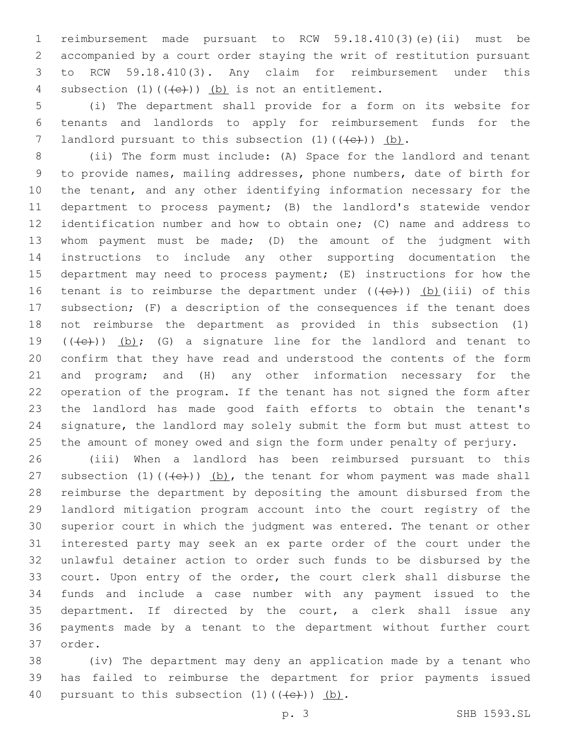reimbursement made pursuant to RCW 59.18.410(3)(e)(ii) must be accompanied by a court order staying the writ of restitution pursuant to RCW 59.18.410(3). Any claim for reimbursement under this subsection (1)(((c))) (b) is not an entitlement.

(i) The department shall provide for a form on its website for tenants and landlords to apply for reimbursement funds for the landlord pursuant to this subsection (1)(((c))) (b).

(ii) The form must include: (A) Space for the landlord and tenant to provide names, mailing addresses, phone numbers, date of birth for the tenant, and any other identifying information necessary for the department to process payment; (B) the landlord's statewide vendor identification number and how to obtain one; (C) name and address to whom payment must be made; (D) the amount of the judgment with instructions to include any other supporting documentation the department may need to process payment; (E) instructions for how the tenant is to reimburse the department under (((c))) (b)(iii) of this subsection; (F) a description of the consequences if the tenant does not reimburse the department as provided in this subsection (1) (((c))) (b); (G) a signature line for the landlord and tenant to confirm that they have read and understood the contents of the form and program; and (H) any other information necessary for the operation of the program. If the tenant has not signed the form after the landlord has made good faith efforts to obtain the tenant's signature, the landlord may solely submit the form but must attest to the amount of money owed and sign the form under penalty of perjury.

(iii) When a landlord has been reimbursed pursuant to this subsection (1)(((c))) (b), the tenant for whom payment was made shall reimburse the department by depositing the amount disbursed from the landlord mitigation program account into the court registry of the superior court in which the judgment was entered. The tenant or other interested party may seek an ex parte order of the court under the unlawful detainer action to order such funds to be disbursed by the court. Upon entry of the order, the court clerk shall disburse the funds and include a case number with any payment issued to the department. If directed by the court, a clerk shall issue any payments made by a tenant to the department without further court order.

(iv) The department may deny an application made by a tenant who has failed to reimburse the department for prior payments issued pursuant to this subsection (1)(((c))) (b).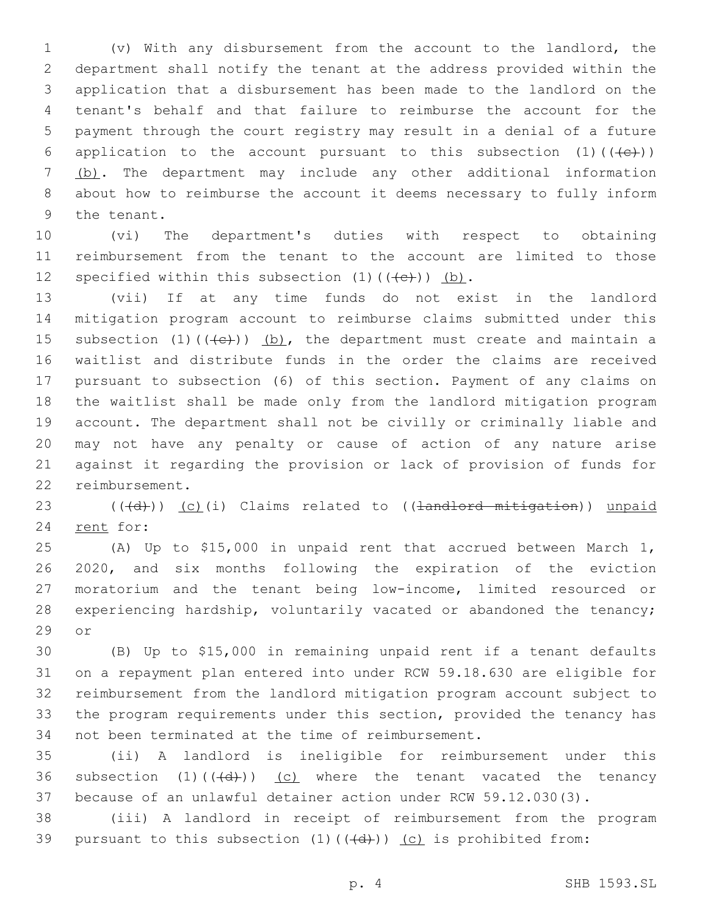(v) With any disbursement from the account to the landlord, the department shall notify the tenant at the address provided within the application that a disbursement has been made to the landlord on the tenant's behalf and that failure to reimburse the account for the payment through the court registry may result in a denial of a future application to the account pursuant to this subsection (1)(((c))) (b). The department may include any other additional information about how to reimburse the account it deems necessary to fully inform the tenant.

(vi) The department's duties with respect to obtaining reimbursement from the tenant to the account are limited to those specified within this subsection (1)(((c))) (b).

(vii) If at any time funds do not exist in the landlord mitigation program account to reimburse claims submitted under this subsection (1)(((c))) (b), the department must create and maintain a waitlist and distribute funds in the order the claims are received pursuant to subsection (6) of this section. Payment of any claims on the waitlist shall be made only from the landlord mitigation program account. The department shall not be civilly or criminally liable and may not have any penalty or cause of action of any nature arise against it regarding the provision or lack of provision of funds for reimbursement.

(((d))) (c)(i) Claims related to ((~~landlord mitigation~~)) unpaid rent for:

(A) Up to $15,000 in unpaid rent that accrued between March 1, 2020, and six months following the expiration of the eviction moratorium and the tenant being low-income, limited resourced or experiencing hardship, voluntarily vacated or abandoned the tenancy; or

(B) Up to $15,000 in remaining unpaid rent if a tenant defaults on a repayment plan entered into under RCW 59.18.630 are eligible for reimbursement from the landlord mitigation program account subject to the program requirements under this section, provided the tenancy has not been terminated at the time of reimbursement.

(ii) A landlord is ineligible for reimbursement under this subsection (1)(((d))) (c) where the tenant vacated the tenancy because of an unlawful detainer action under RCW 59.12.030(3).

(iii) A landlord in receipt of reimbursement from the program pursuant to this subsection (1)(((d))) (c) is prohibited from: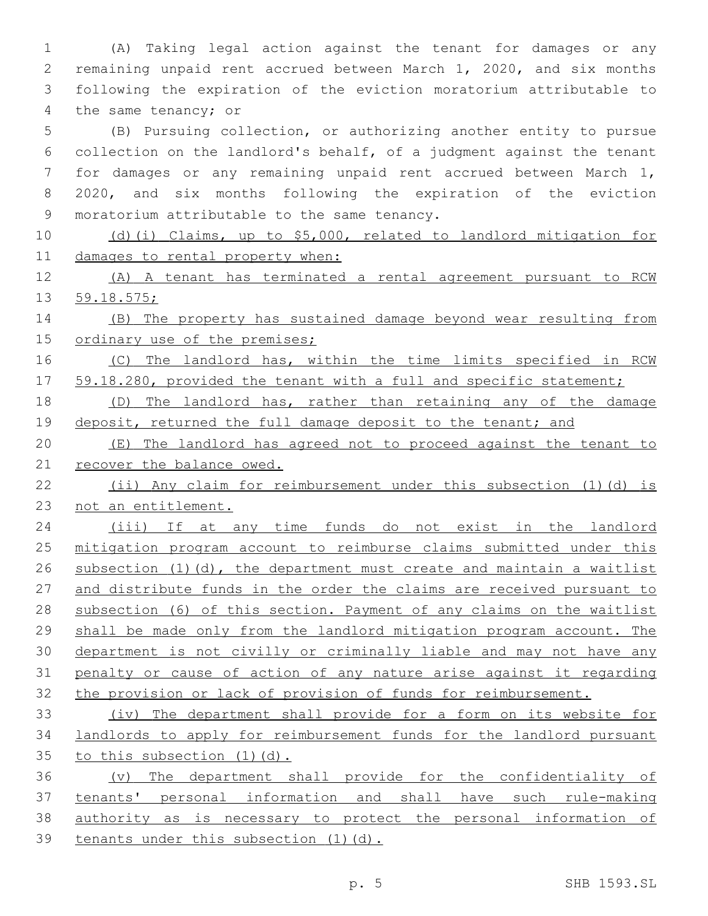(A) Taking legal action against the tenant for damages or any remaining unpaid rent accrued between March 1, 2020, and six months following the expiration of the eviction moratorium attributable to the same tenancy; or

(B) Pursuing collection, or authorizing another entity to pursue collection on the landlord's behalf, of a judgment against the tenant for damages or any remaining unpaid rent accrued between March 1, 2020, and six months following the expiration of the eviction moratorium attributable to the same tenancy.

(d)(i) Claims, up to $5,000, related to landlord mitigation for damages to rental property when:

(A) A tenant has terminated a rental agreement pursuant to RCW 59.18.575;

(B) The property has sustained damage beyond wear resulting from ordinary use of the premises;

(C) The landlord has, within the time limits specified in RCW 59.18.280, provided the tenant with a full and specific statement;

(D) The landlord has, rather than retaining any of the damage deposit, returned the full damage deposit to the tenant; and

(E) The landlord has agreed not to proceed against the tenant to recover the balance owed.

(ii) Any claim for reimbursement under this subsection (1)(d) is not an entitlement.

(iii) If at any time funds do not exist in the landlord mitigation program account to reimburse claims submitted under this subsection (1)(d), the department must create and maintain a waitlist and distribute funds in the order the claims are received pursuant to subsection (6) of this section. Payment of any claims on the waitlist shall be made only from the landlord mitigation program account. The department is not civilly or criminally liable and may not have any penalty or cause of action of any nature arise against it regarding the provision or lack of provision of funds for reimbursement.

(iv) The department shall provide for a form on its website for landlords to apply for reimbursement funds for the landlord pursuant to this subsection (1)(d).

(v) The department shall provide for the confidentiality of tenants' personal information and shall have such rule-making authority as is necessary to protect the personal information of tenants under this subsection (1)(d).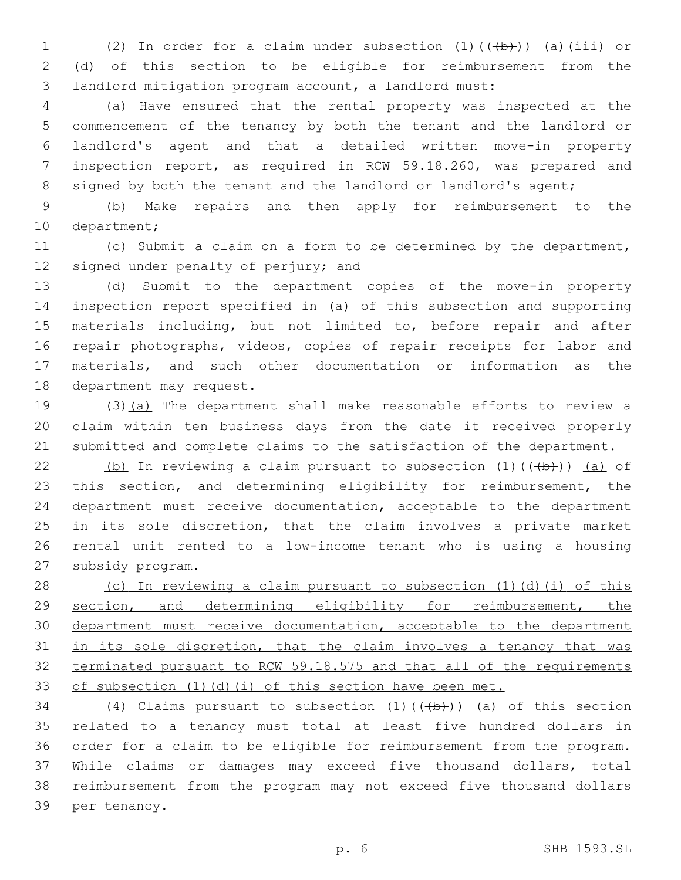(2) In order for a claim under subsection (1)(((b))) (a)(iii) or (d) of this section to be eligible for reimbursement from the landlord mitigation program account, a landlord must:

(a) Have ensured that the rental property was inspected at the commencement of the tenancy by both the tenant and the landlord or landlord's agent and that a detailed written move-in property inspection report, as required in RCW 59.18.260, was prepared and signed by both the tenant and the landlord or landlord's agent;

(b) Make repairs and then apply for reimbursement to the department;

(c) Submit a claim on a form to be determined by the department, signed under penalty of perjury; and

(d) Submit to the department copies of the move-in property inspection report specified in (a) of this subsection and supporting materials including, but not limited to, before repair and after repair photographs, videos, copies of repair receipts for labor and materials, and such other documentation or information as the department may request.

(3)(a) The department shall make reasonable efforts to review a claim within ten business days from the date it received properly submitted and complete claims to the satisfaction of the department.

(b) In reviewing a claim pursuant to subsection (1)(((b))) (a) of this section, and determining eligibility for reimbursement, the department must receive documentation, acceptable to the department in its sole discretion, that the claim involves a private market rental unit rented to a low-income tenant who is using a housing subsidy program.

(c) In reviewing a claim pursuant to subsection (1)(d)(i) of this section, and determining eligibility for reimbursement, the department must receive documentation, acceptable to the department in its sole discretion, that the claim involves a tenancy that was terminated pursuant to RCW 59.18.575 and that all of the requirements of subsection (1)(d)(i) of this section have been met.

(4) Claims pursuant to subsection (1)(((b))) (a) of this section related to a tenancy must total at least five hundred dollars in order for a claim to be eligible for reimbursement from the program. While claims or damages may exceed five thousand dollars, total reimbursement from the program may not exceed five thousand dollars per tenancy.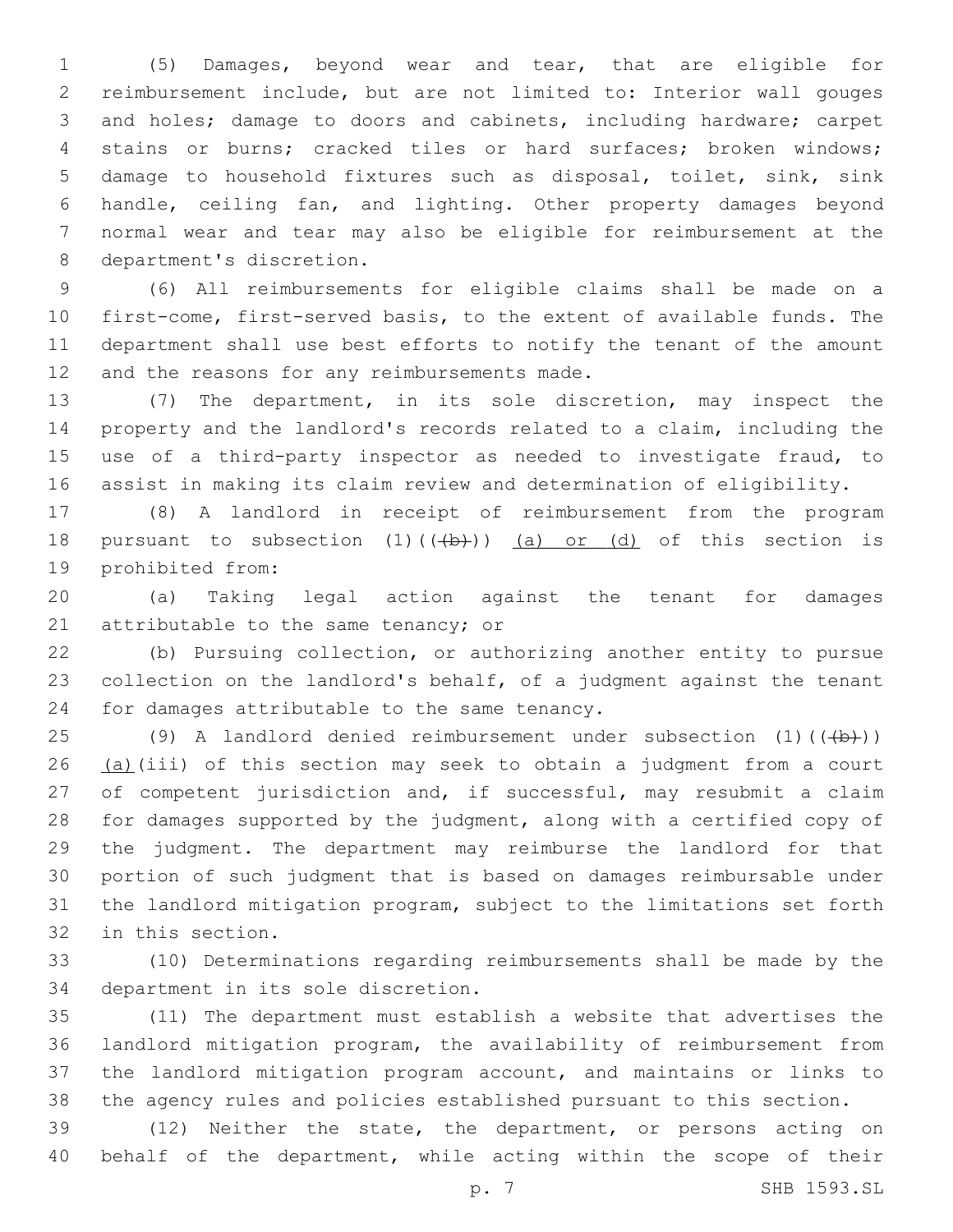(5) Damages, beyond wear and tear, that are eligible for reimbursement include, but are not limited to: Interior wall gouges and holes; damage to doors and cabinets, including hardware; carpet stains or burns; cracked tiles or hard surfaces; broken windows; damage to household fixtures such as disposal, toilet, sink, sink handle, ceiling fan, and lighting. Other property damages beyond normal wear and tear may also be eligible for reimbursement at the department's discretion.

(6) All reimbursements for eligible claims shall be made on a first-come, first-served basis, to the extent of available funds. The department shall use best efforts to notify the tenant of the amount and the reasons for any reimbursements made.

(7) The department, in its sole discretion, may inspect the property and the landlord's records related to a claim, including the use of a third-party inspector as needed to investigate fraud, to assist in making its claim review and determination of eligibility.

(8) A landlord in receipt of reimbursement from the program pursuant to subsection (1)((~~(b)~~)) <u>(a) or (d)</u> of this section is prohibited from:

(a) Taking legal action against the tenant for damages attributable to the same tenancy; or

(b) Pursuing collection, or authorizing another entity to pursue collection on the landlord's behalf, of a judgment against the tenant for damages attributable to the same tenancy.

(9) A landlord denied reimbursement under subsection (1)((~~(b)~~)) <u>(a)</u>(iii) of this section may seek to obtain a judgment from a court of competent jurisdiction and, if successful, may resubmit a claim for damages supported by the judgment, along with a certified copy of the judgment. The department may reimburse the landlord for that portion of such judgment that is based on damages reimbursable under the landlord mitigation program, subject to the limitations set forth in this section.

(10) Determinations regarding reimbursements shall be made by the department in its sole discretion.

(11) The department must establish a website that advertises the landlord mitigation program, the availability of reimbursement from the landlord mitigation program account, and maintains or links to the agency rules and policies established pursuant to this section.

(12) Neither the state, the department, or persons acting on behalf of the department, while acting within the scope of their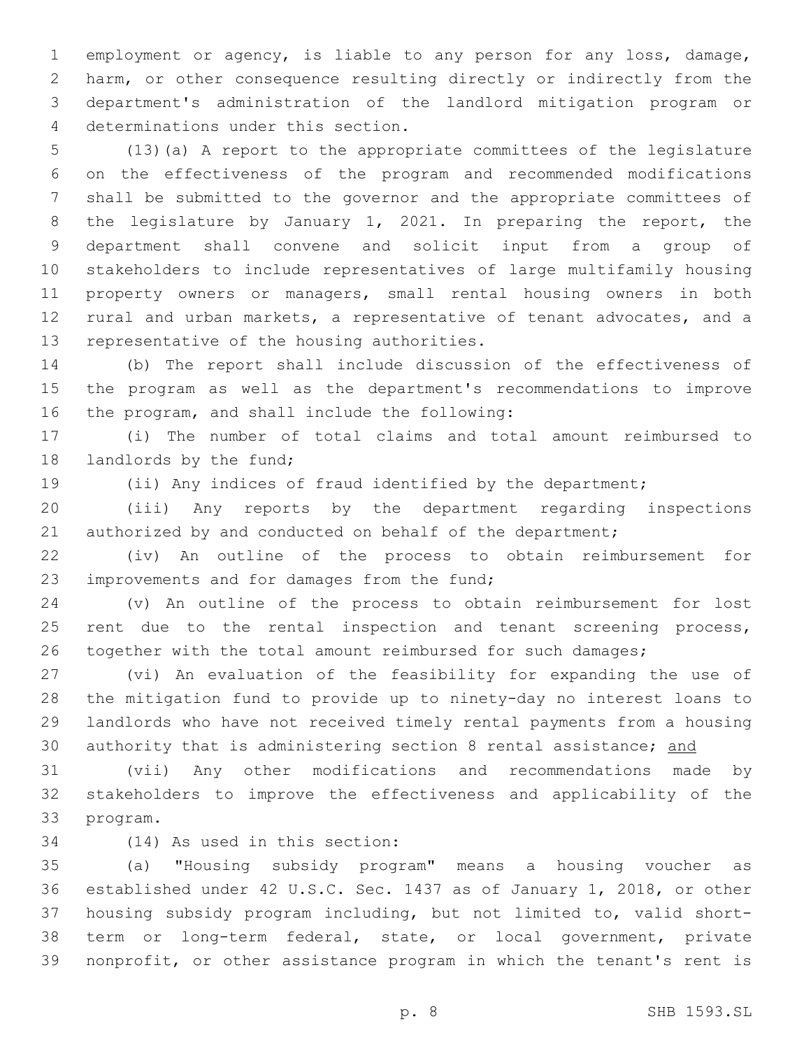employment or agency, is liable to any person for any loss, damage, harm, or other consequence resulting directly or indirectly from the department's administration of the landlord mitigation program or determinations under this section.

(13)(a) A report to the appropriate committees of the legislature on the effectiveness of the program and recommended modifications shall be submitted to the governor and the appropriate committees of the legislature by January 1, 2021. In preparing the report, the department shall convene and solicit input from a group of stakeholders to include representatives of large multifamily housing property owners or managers, small rental housing owners in both rural and urban markets, a representative of tenant advocates, and a representative of the housing authorities.

(b) The report shall include discussion of the effectiveness of the program as well as the department's recommendations to improve the program, and shall include the following:

(i) The number of total claims and total amount reimbursed to landlords by the fund;

(ii) Any indices of fraud identified by the department;

(iii) Any reports by the department regarding inspections authorized by and conducted on behalf of the department;

(iv) An outline of the process to obtain reimbursement for improvements and for damages from the fund;

(v) An outline of the process to obtain reimbursement for lost rent due to the rental inspection and tenant screening process, together with the total amount reimbursed for such damages;

(vi) An evaluation of the feasibility for expanding the use of the mitigation fund to provide up to ninety-day no interest loans to landlords who have not received timely rental payments from a housing authority that is administering section 8 rental assistance; and

(vii) Any other modifications and recommendations made by stakeholders to improve the effectiveness and applicability of the program.

(14) As used in this section:

(a) "Housing subsidy program" means a housing voucher as established under 42 U.S.C. Sec. 1437 as of January 1, 2018, or other housing subsidy program including, but not limited to, valid short-term or long-term federal, state, or local government, private nonprofit, or other assistance program in which the tenant's rent is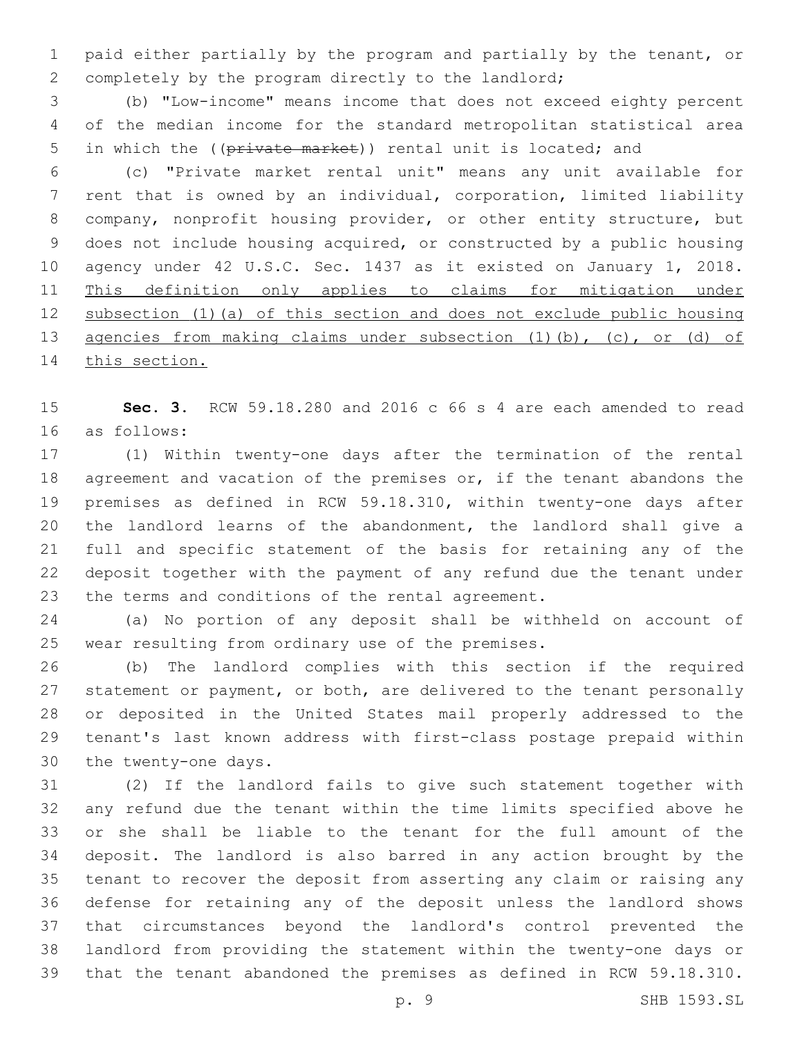paid either partially by the program and partially by the tenant, or completely by the program directly to the landlord;

(b) "Low-income" means income that does not exceed eighty percent of the median income for the standard metropolitan statistical area in which the ((~~private market~~)) rental unit is located; and

(c) "Private market rental unit" means any unit available for rent that is owned by an individual, corporation, limited liability company, nonprofit housing provider, or other entity structure, but does not include housing acquired, or constructed by a public housing agency under 42 U.S.C. Sec. 1437 as it existed on January 1, 2018. <u>This definition only applies to claims for mitigation under subsection (1)(a) of this section and does not exclude public housing agencies from making claims under subsection (1)(b), (c), or (d) of this section.</u>

**Sec. 3.** RCW 59.18.280 and 2016 c 66 s 4 are each amended to read as follows:

(1) Within twenty-one days after the termination of the rental agreement and vacation of the premises or, if the tenant abandons the premises as defined in RCW 59.18.310, within twenty-one days after the landlord learns of the abandonment, the landlord shall give a full and specific statement of the basis for retaining any of the deposit together with the payment of any refund due the tenant under the terms and conditions of the rental agreement.

(a) No portion of any deposit shall be withheld on account of wear resulting from ordinary use of the premises.

(b) The landlord complies with this section if the required statement or payment, or both, are delivered to the tenant personally or deposited in the United States mail properly addressed to the tenant's last known address with first-class postage prepaid within the twenty-one days.

(2) If the landlord fails to give such statement together with any refund due the tenant within the time limits specified above he or she shall be liable to the tenant for the full amount of the deposit. The landlord is also barred in any action brought by the tenant to recover the deposit from asserting any claim or raising any defense for retaining any of the deposit unless the landlord shows that circumstances beyond the landlord's control prevented the landlord from providing the statement within the twenty-one days or that the tenant abandoned the premises as defined in RCW 59.18.310.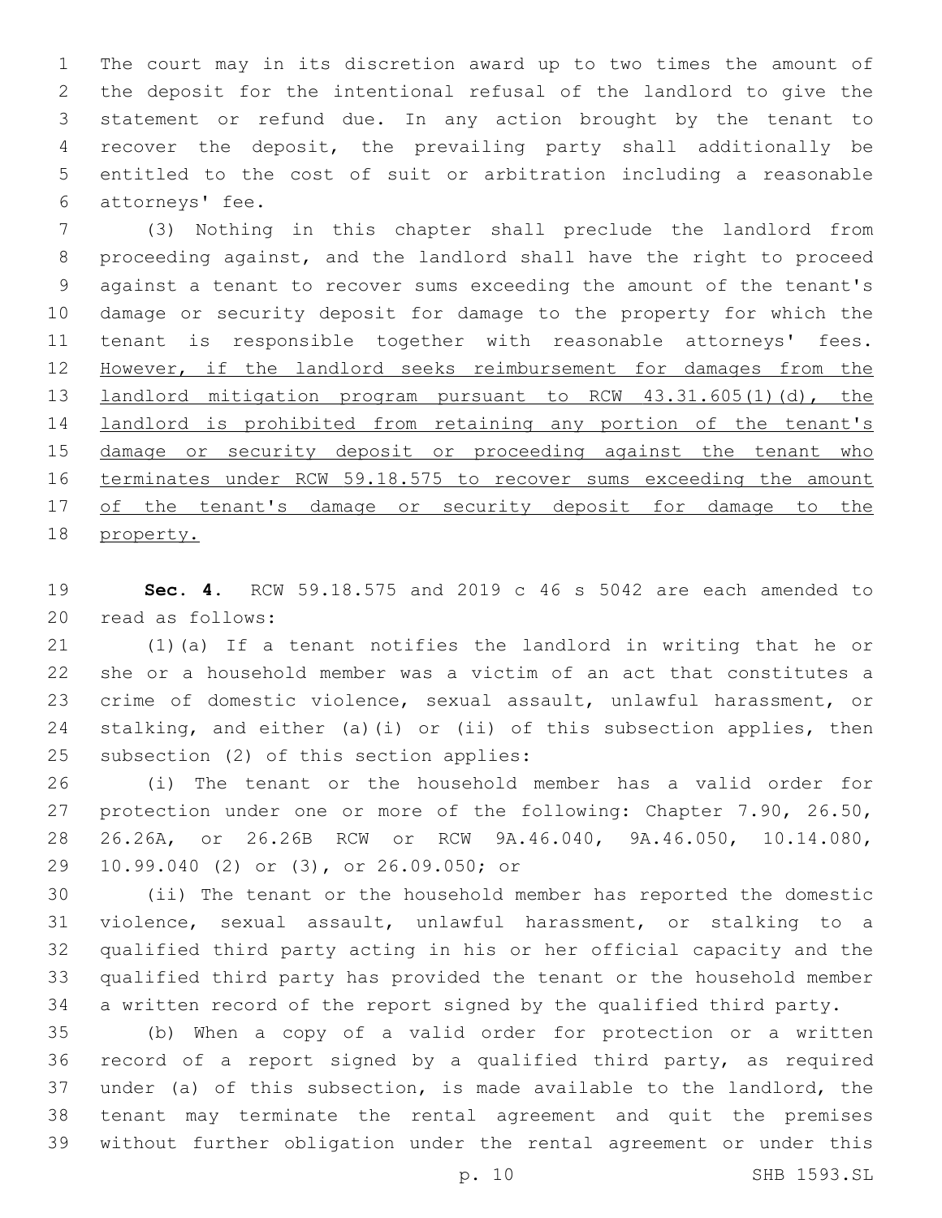The court may in its discretion award up to two times the amount of the deposit for the intentional refusal of the landlord to give the statement or refund due. In any action brought by the tenant to recover the deposit, the prevailing party shall additionally be entitled to the cost of suit or arbitration including a reasonable attorneys' fee.

(3) Nothing in this chapter shall preclude the landlord from proceeding against, and the landlord shall have the right to proceed against a tenant to recover sums exceeding the amount of the tenant's damage or security deposit for damage to the property for which the tenant is responsible together with reasonable attorneys' fees. <u>However, if the landlord seeks reimbursement for damages from the landlord mitigation program pursuant to RCW 43.31.605(1)(d), the landlord is prohibited from retaining any portion of the tenant's damage or security deposit or proceeding against the tenant who terminates under RCW 59.18.575 to recover sums exceeding the amount of the tenant's damage or security deposit for damage to the property.</u>

**Sec. 4.** RCW 59.18.575 and 2019 c 46 s 5042 are each amended to read as follows:

(1)(a) If a tenant notifies the landlord in writing that he or she or a household member was a victim of an act that constitutes a crime of domestic violence, sexual assault, unlawful harassment, or stalking, and either (a)(i) or (ii) of this subsection applies, then subsection (2) of this section applies:

(i) The tenant or the household member has a valid order for protection under one or more of the following: Chapter 7.90, 26.50, 26.26A, or 26.26B RCW or RCW 9A.46.040, 9A.46.050, 10.14.080, 10.99.040 (2) or (3), or 26.09.050; or

(ii) The tenant or the household member has reported the domestic violence, sexual assault, unlawful harassment, or stalking to a qualified third party acting in his or her official capacity and the qualified third party has provided the tenant or the household member a written record of the report signed by the qualified third party.

(b) When a copy of a valid order for protection or a written record of a report signed by a qualified third party, as required under (a) of this subsection, is made available to the landlord, the tenant may terminate the rental agreement and quit the premises without further obligation under the rental agreement or under this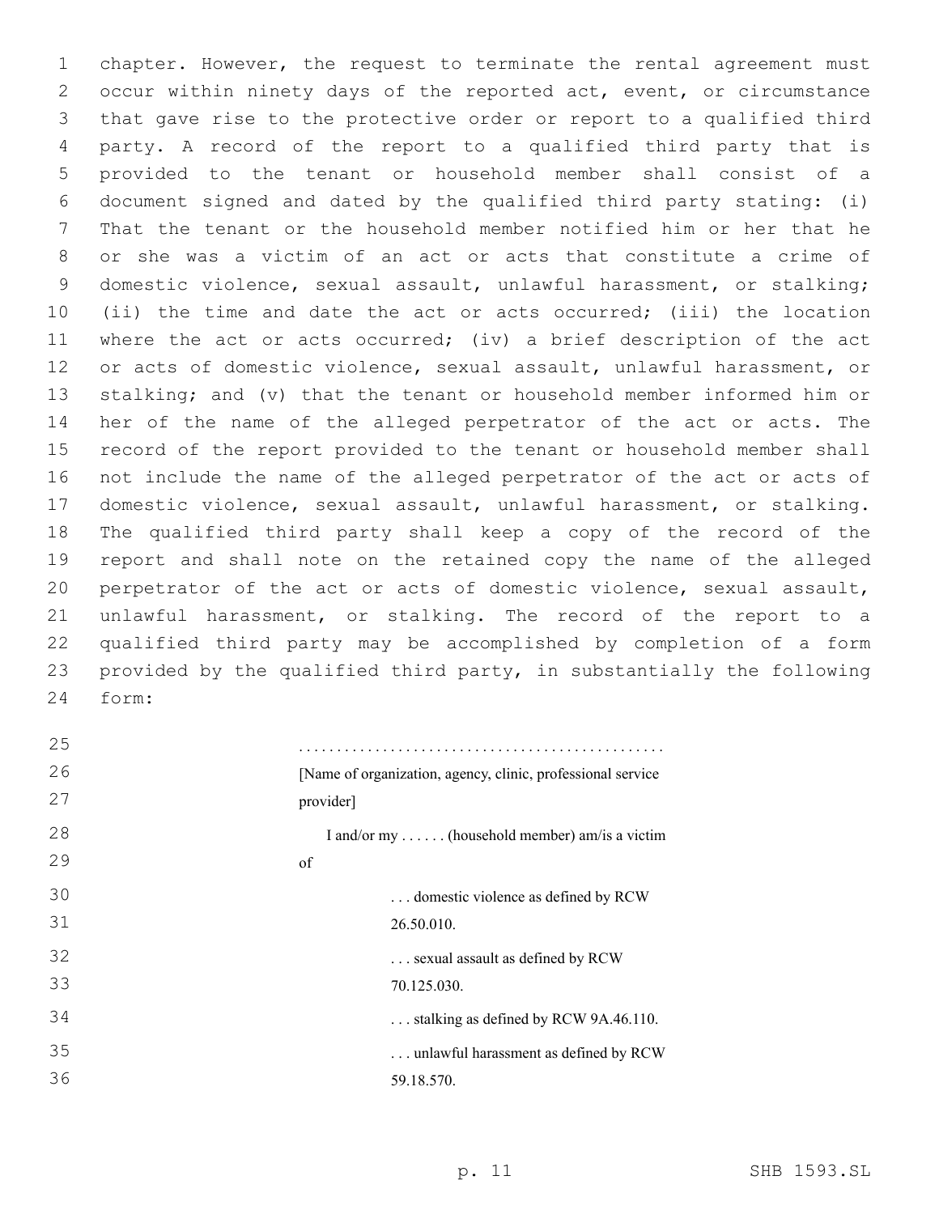chapter. However, the request to terminate the rental agreement must occur within ninety days of the reported act, event, or circumstance that gave rise to the protective order or report to a qualified third party. A record of the report to a qualified third party that is provided to the tenant or household member shall consist of a document signed and dated by the qualified third party stating: (i) That the tenant or the household member notified him or her that he or she was a victim of an act or acts that constitute a crime of domestic violence, sexual assault, unlawful harassment, or stalking; (ii) the time and date the act or acts occurred; (iii) the location where the act or acts occurred; (iv) a brief description of the act or acts of domestic violence, sexual assault, unlawful harassment, or stalking; and (v) that the tenant or household member informed him or her of the name of the alleged perpetrator of the act or acts. The record of the report provided to the tenant or household member shall not include the name of the alleged perpetrator of the act or acts of domestic violence, sexual assault, unlawful harassment, or stalking. The qualified third party shall keep a copy of the record of the report and shall note on the retained copy the name of the alleged perpetrator of the act or acts of domestic violence, sexual assault, unlawful harassment, or stalking. The record of the report to a qualified third party may be accomplished by completion of a form provided by the qualified third party, in substantially the following form:

...............................................

[Name of organization, agency, clinic, professional service provider]

I and/or my . . . . . . (household member) am/is a victim of

. . . domestic violence as defined by RCW 26.50.010.

. . . sexual assault as defined by RCW 70.125.030.

. . . stalking as defined by RCW 9A.46.110.

. . . unlawful harassment as defined by RCW 59.18.570.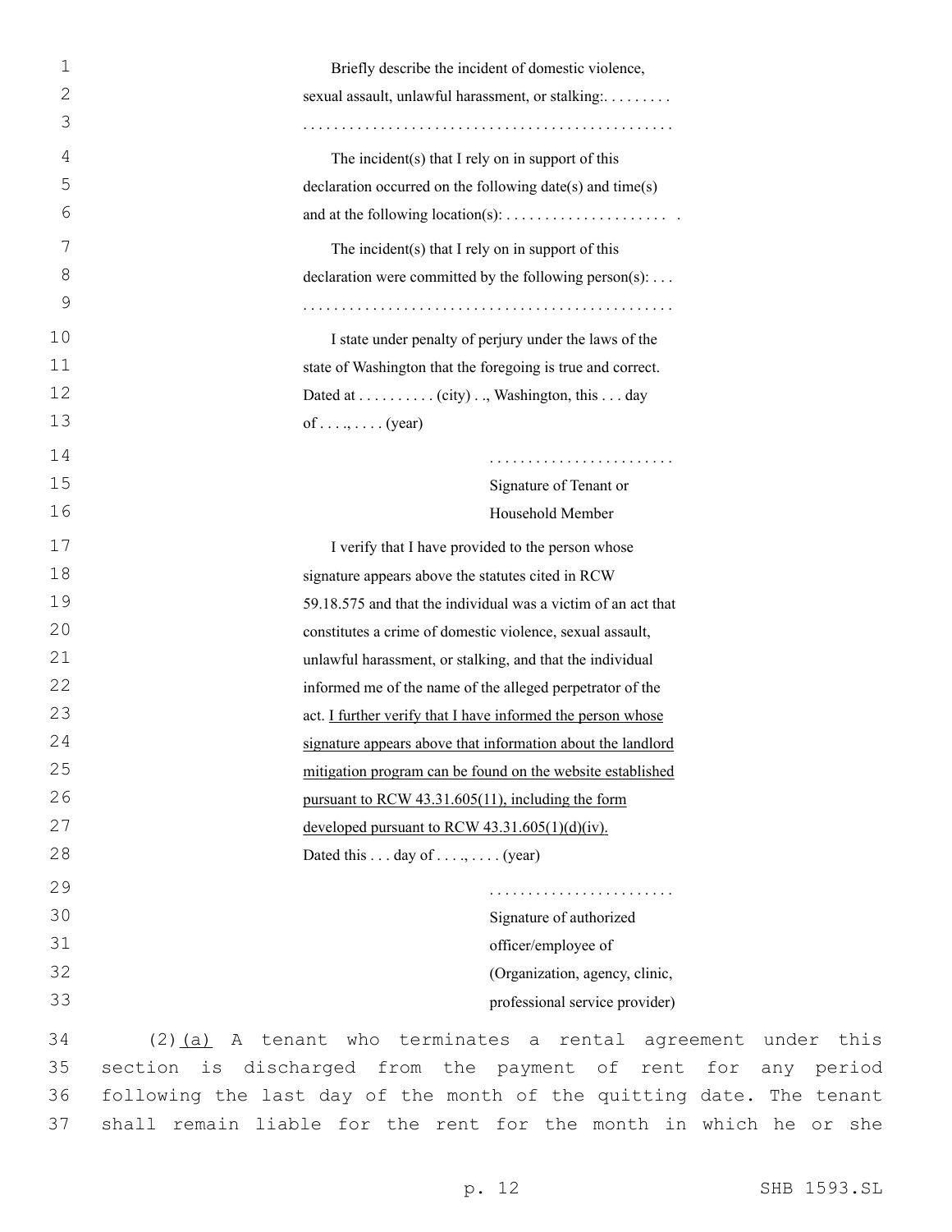Briefly describe the incident of domestic violence, sexual assault, unlawful harassment, or stalking:. . . . . . . . .

. . . . . . . . . . . . . . . . . . . . . . . . . . . . . . . . . . . . . . . . . . . . . . . .

The incident(s) that I rely on in support of this declaration occurred on the following date(s) and time(s) and at the following location(s): . . . . . . . . . . . . . . . . . . . . . .

The incident(s) that I rely on in support of this declaration were committed by the following person(s): . . .

. . . . . . . . . . . . . . . . . . . . . . . . . . . . . . . . . . . . . . . . . . . . . . . .

I state under penalty of perjury under the laws of the state of Washington that the foregoing is true and correct. Dated at . . . . . . . . . . (city) . ., Washington, this . . . day of . . . ., . . . . (year)

. . . . . . . . . . . . . . . . . . . . . . . .
Signature of Tenant or
Household Member

I verify that I have provided to the person whose signature appears above the statutes cited in RCW 59.18.575 and that the individual was a victim of an act that constitutes a crime of domestic violence, sexual assault, unlawful harassment, or stalking, and that the individual informed me of the name of the alleged perpetrator of the act. <u>I further verify that I have informed the person whose signature appears above that information about the landlord mitigation program can be found on the website established pursuant to RCW 43.31.605(11), including the form developed pursuant to RCW 43.31.605(1)(d)(iv).</u>
Dated this . . . day of . . . ., . . . . (year)

. . . . . . . . . . . . . . . . . . . . . . . .
Signature of authorized
officer/employee of
(Organization, agency, clinic,
professional service provider)

(2)<u>(a)</u> A tenant who terminates a rental agreement under this section is discharged from the payment of rent for any period following the last day of the month of the quitting date. The tenant shall remain liable for the rent for the month in which he or she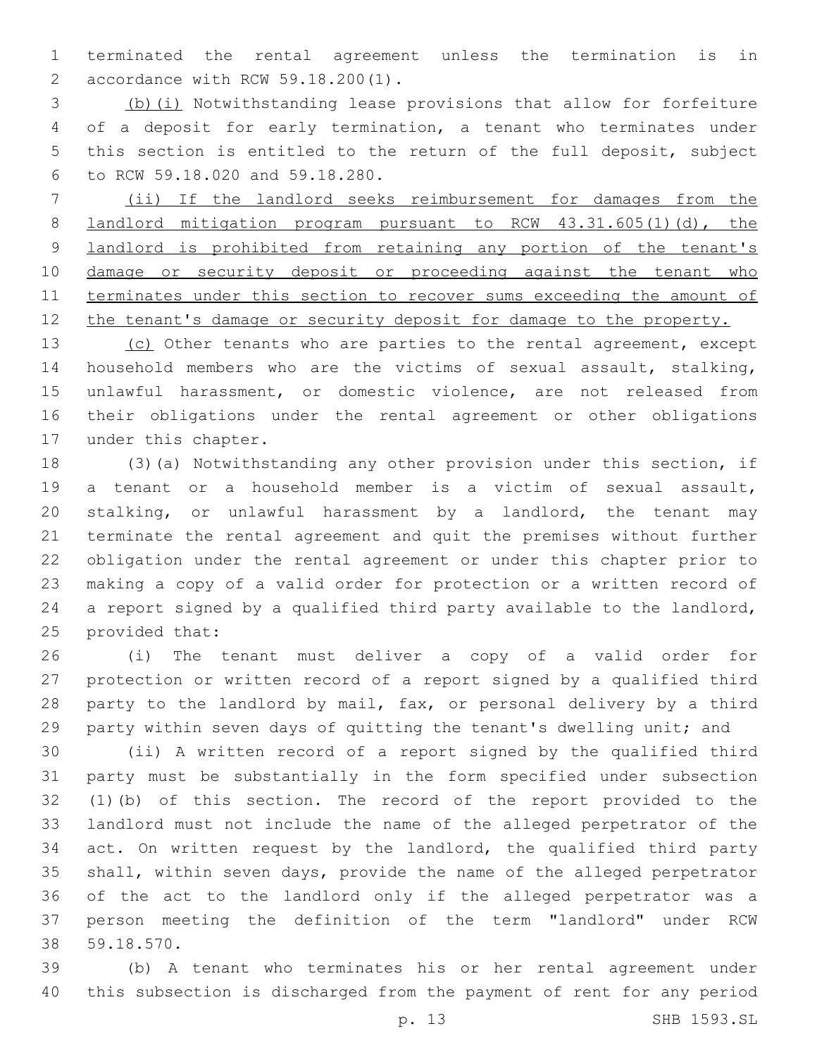terminated the rental agreement unless the termination is in accordance with RCW 59.18.200(1).

(b)(i) Notwithstanding lease provisions that allow for forfeiture of a deposit for early termination, a tenant who terminates under this section is entitled to the return of the full deposit, subject to RCW 59.18.020 and 59.18.280.

(ii) If the landlord seeks reimbursement for damages from the landlord mitigation program pursuant to RCW 43.31.605(1)(d), the landlord is prohibited from retaining any portion of the tenant's damage or security deposit or proceeding against the tenant who terminates under this section to recover sums exceeding the amount of the tenant's damage or security deposit for damage to the property.

(c) Other tenants who are parties to the rental agreement, except household members who are the victims of sexual assault, stalking, unlawful harassment, or domestic violence, are not released from their obligations under the rental agreement or other obligations under this chapter.

(3)(a) Notwithstanding any other provision under this section, if a tenant or a household member is a victim of sexual assault, stalking, or unlawful harassment by a landlord, the tenant may terminate the rental agreement and quit the premises without further obligation under the rental agreement or under this chapter prior to making a copy of a valid order for protection or a written record of a report signed by a qualified third party available to the landlord, provided that:

(i) The tenant must deliver a copy of a valid order for protection or written record of a report signed by a qualified third party to the landlord by mail, fax, or personal delivery by a third party within seven days of quitting the tenant's dwelling unit; and

(ii) A written record of a report signed by the qualified third party must be substantially in the form specified under subsection (1)(b) of this section. The record of the report provided to the landlord must not include the name of the alleged perpetrator of the act. On written request by the landlord, the qualified third party shall, within seven days, provide the name of the alleged perpetrator of the act to the landlord only if the alleged perpetrator was a person meeting the definition of the term "landlord" under RCW 59.18.570.

(b) A tenant who terminates his or her rental agreement under this subsection is discharged from the payment of rent for any period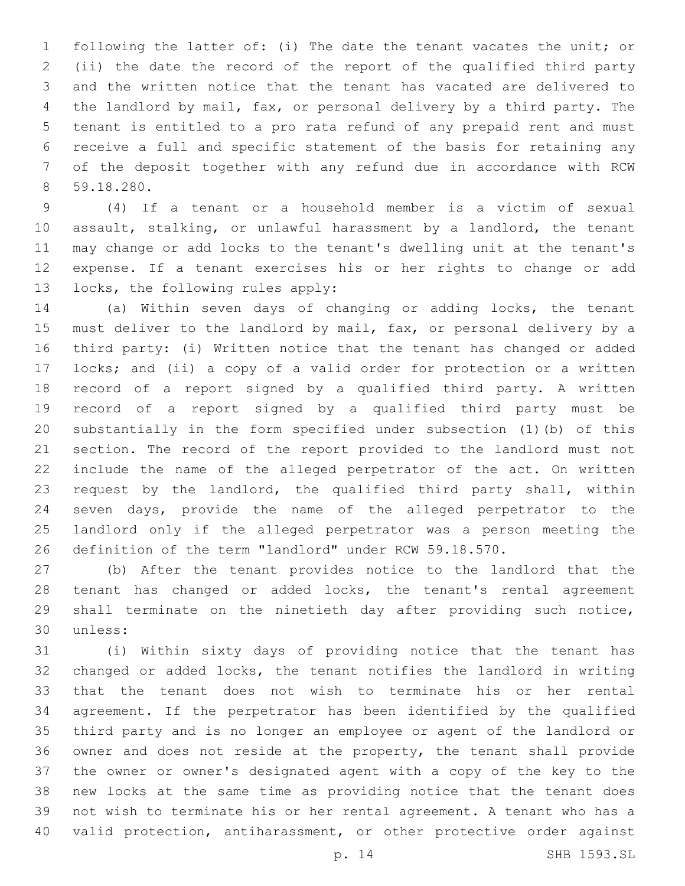following the latter of: (i) The date the tenant vacates the unit; or (ii) the date the record of the report of the qualified third party and the written notice that the tenant has vacated are delivered to the landlord by mail, fax, or personal delivery by a third party. The tenant is entitled to a pro rata refund of any prepaid rent and must receive a full and specific statement of the basis for retaining any of the deposit together with any refund due in accordance with RCW 59.18.280.

(4) If a tenant or a household member is a victim of sexual assault, stalking, or unlawful harassment by a landlord, the tenant may change or add locks to the tenant's dwelling unit at the tenant's expense. If a tenant exercises his or her rights to change or add locks, the following rules apply:

(a) Within seven days of changing or adding locks, the tenant must deliver to the landlord by mail, fax, or personal delivery by a third party: (i) Written notice that the tenant has changed or added locks; and (ii) a copy of a valid order for protection or a written record of a report signed by a qualified third party. A written record of a report signed by a qualified third party must be substantially in the form specified under subsection (1)(b) of this section. The record of the report provided to the landlord must not include the name of the alleged perpetrator of the act. On written request by the landlord, the qualified third party shall, within seven days, provide the name of the alleged perpetrator to the landlord only if the alleged perpetrator was a person meeting the definition of the term "landlord" under RCW 59.18.570.

(b) After the tenant provides notice to the landlord that the tenant has changed or added locks, the tenant's rental agreement shall terminate on the ninetieth day after providing such notice, unless:

(i) Within sixty days of providing notice that the tenant has changed or added locks, the tenant notifies the landlord in writing that the tenant does not wish to terminate his or her rental agreement. If the perpetrator has been identified by the qualified third party and is no longer an employee or agent of the landlord or owner and does not reside at the property, the tenant shall provide the owner or owner's designated agent with a copy of the key to the new locks at the same time as providing notice that the tenant does not wish to terminate his or her rental agreement. A tenant who has a valid protection, antiharassment, or other protective order against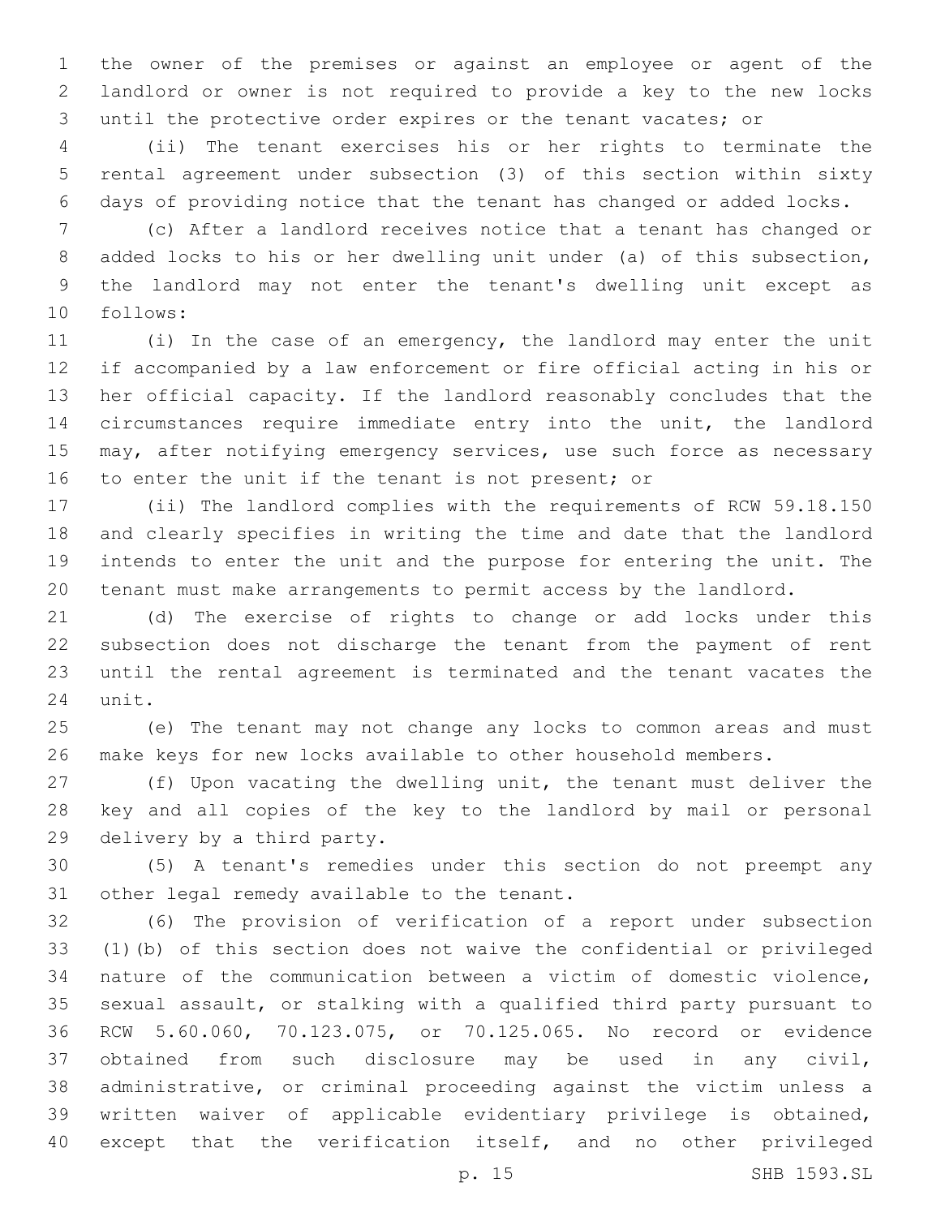the owner of the premises or against an employee or agent of the landlord or owner is not required to provide a key to the new locks until the protective order expires or the tenant vacates; or

(ii) The tenant exercises his or her rights to terminate the rental agreement under subsection (3) of this section within sixty days of providing notice that the tenant has changed or added locks.

(c) After a landlord receives notice that a tenant has changed or added locks to his or her dwelling unit under (a) of this subsection, the landlord may not enter the tenant's dwelling unit except as follows:

(i) In the case of an emergency, the landlord may enter the unit if accompanied by a law enforcement or fire official acting in his or her official capacity. If the landlord reasonably concludes that the circumstances require immediate entry into the unit, the landlord may, after notifying emergency services, use such force as necessary to enter the unit if the tenant is not present; or

(ii) The landlord complies with the requirements of RCW 59.18.150 and clearly specifies in writing the time and date that the landlord intends to enter the unit and the purpose for entering the unit. The tenant must make arrangements to permit access by the landlord.

(d) The exercise of rights to change or add locks under this subsection does not discharge the tenant from the payment of rent until the rental agreement is terminated and the tenant vacates the unit.

(e) The tenant may not change any locks to common areas and must make keys for new locks available to other household members.

(f) Upon vacating the dwelling unit, the tenant must deliver the key and all copies of the key to the landlord by mail or personal delivery by a third party.

(5) A tenant's remedies under this section do not preempt any other legal remedy available to the tenant.

(6) The provision of verification of a report under subsection (1)(b) of this section does not waive the confidential or privileged nature of the communication between a victim of domestic violence, sexual assault, or stalking with a qualified third party pursuant to RCW 5.60.060, 70.123.075, or 70.125.065. No record or evidence obtained from such disclosure may be used in any civil, administrative, or criminal proceeding against the victim unless a written waiver of applicable evidentiary privilege is obtained, except that the verification itself, and no other privileged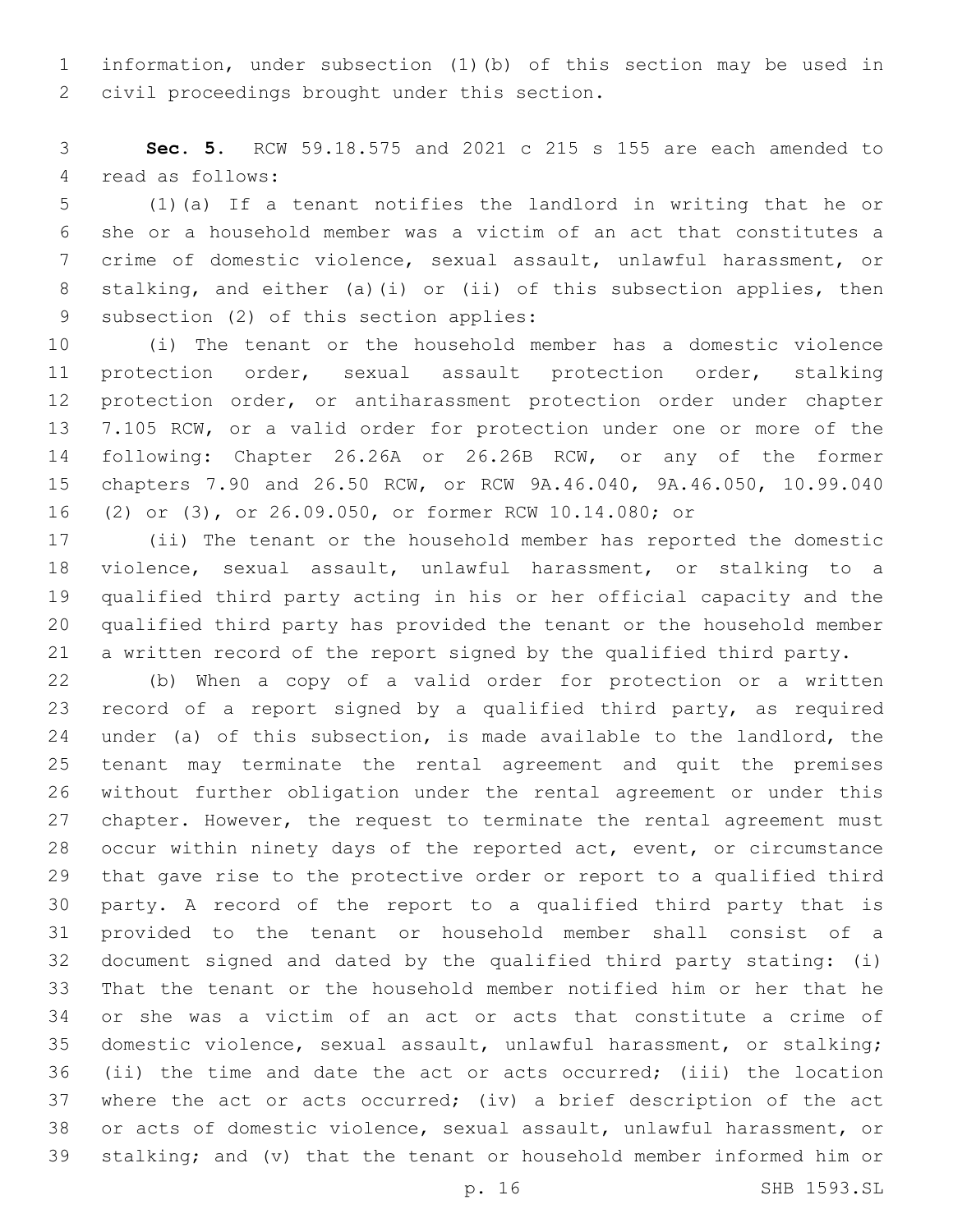information, under subsection (1)(b) of this section may be used in civil proceedings brought under this section.

**Sec. 5.** RCW 59.18.575 and 2021 c 215 s 155 are each amended to read as follows:

(1)(a) If a tenant notifies the landlord in writing that he or she or a household member was a victim of an act that constitutes a crime of domestic violence, sexual assault, unlawful harassment, or stalking, and either (a)(i) or (ii) of this subsection applies, then subsection (2) of this section applies:

(i) The tenant or the household member has a domestic violence protection order, sexual assault protection order, stalking protection order, or antiharassment protection order under chapter 7.105 RCW, or a valid order for protection under one or more of the following: Chapter 26.26A or 26.26B RCW, or any of the former chapters 7.90 and 26.50 RCW, or RCW 9A.46.040, 9A.46.050, 10.99.040 (2) or (3), or 26.09.050, or former RCW 10.14.080; or

(ii) The tenant or the household member has reported the domestic violence, sexual assault, unlawful harassment, or stalking to a qualified third party acting in his or her official capacity and the qualified third party has provided the tenant or the household member a written record of the report signed by the qualified third party.

(b) When a copy of a valid order for protection or a written record of a report signed by a qualified third party, as required under (a) of this subsection, is made available to the landlord, the tenant may terminate the rental agreement and quit the premises without further obligation under the rental agreement or under this chapter. However, the request to terminate the rental agreement must occur within ninety days of the reported act, event, or circumstance that gave rise to the protective order or report to a qualified third party. A record of the report to a qualified third party that is provided to the tenant or household member shall consist of a document signed and dated by the qualified third party stating: (i) That the tenant or the household member notified him or her that he or she was a victim of an act or acts that constitute a crime of domestic violence, sexual assault, unlawful harassment, or stalking; (ii) the time and date the act or acts occurred; (iii) the location where the act or acts occurred; (iv) a brief description of the act or acts of domestic violence, sexual assault, unlawful harassment, or stalking; and (v) that the tenant or household member informed him or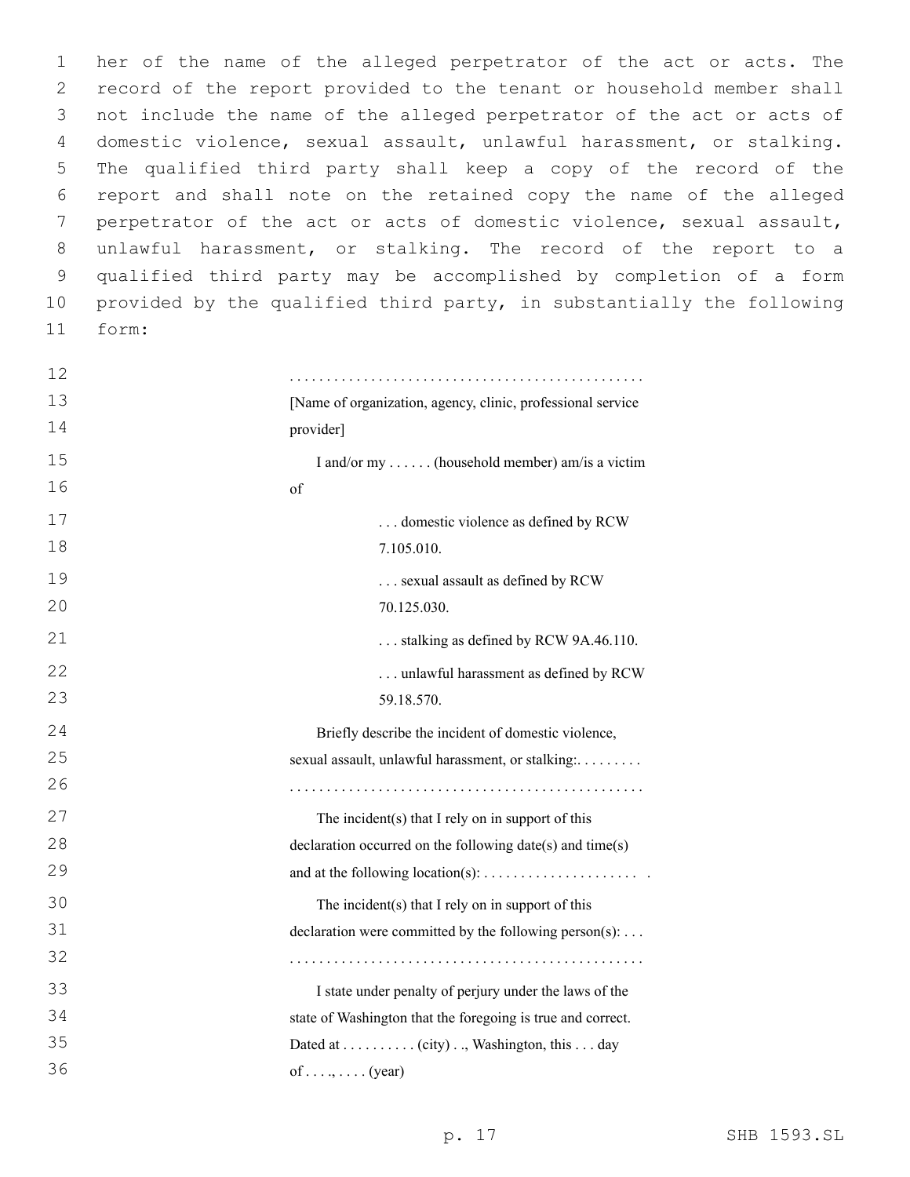her of the name of the alleged perpetrator of the act or acts. The record of the report provided to the tenant or household member shall not include the name of the alleged perpetrator of the act or acts of domestic violence, sexual assault, unlawful harassment, or stalking. The qualified third party shall keep a copy of the record of the report and shall note on the retained copy the name of the alleged perpetrator of the act or acts of domestic violence, sexual assault, unlawful harassment, or stalking. The record of the report to a qualified third party may be accomplished by completion of a form provided by the qualified third party, in substantially the following form:

. . . . . . . . . . . . . . . . . . . . . . . . . . . . . . . . . . . . . . . . . . . . . . . .

[Name of organization, agency, clinic, professional service provider]

I and/or my . . . . . . (household member) am/is a victim of

. . . domestic violence as defined by RCW 7.105.010.

. . . sexual assault as defined by RCW 70.125.030.

. . . stalking as defined by RCW 9A.46.110.

. . . unlawful harassment as defined by RCW 59.18.570.

Briefly describe the incident of domestic violence, sexual assault, unlawful harassment, or stalking:. . . . . . . . .
. . . . . . . . . . . . . . . . . . . . . . . . . . . . . . . . . . . . . . . . . . . . . . . .

The incident(s) that I rely on in support of this declaration occurred on the following date(s) and time(s) and at the following location(s): . . . . . . . . . . . . . . . . . . . . . .

The incident(s) that I rely on in support of this declaration were committed by the following person(s): . . .
. . . . . . . . . . . . . . . . . . . . . . . . . . . . . . . . . . . . . . . . . . . . . . . .

I state under penalty of perjury under the laws of the state of Washington that the foregoing is true and correct. Dated at . . . . . . . . . . (city) . ., Washington, this . . . day of . . . ., . . . . (year)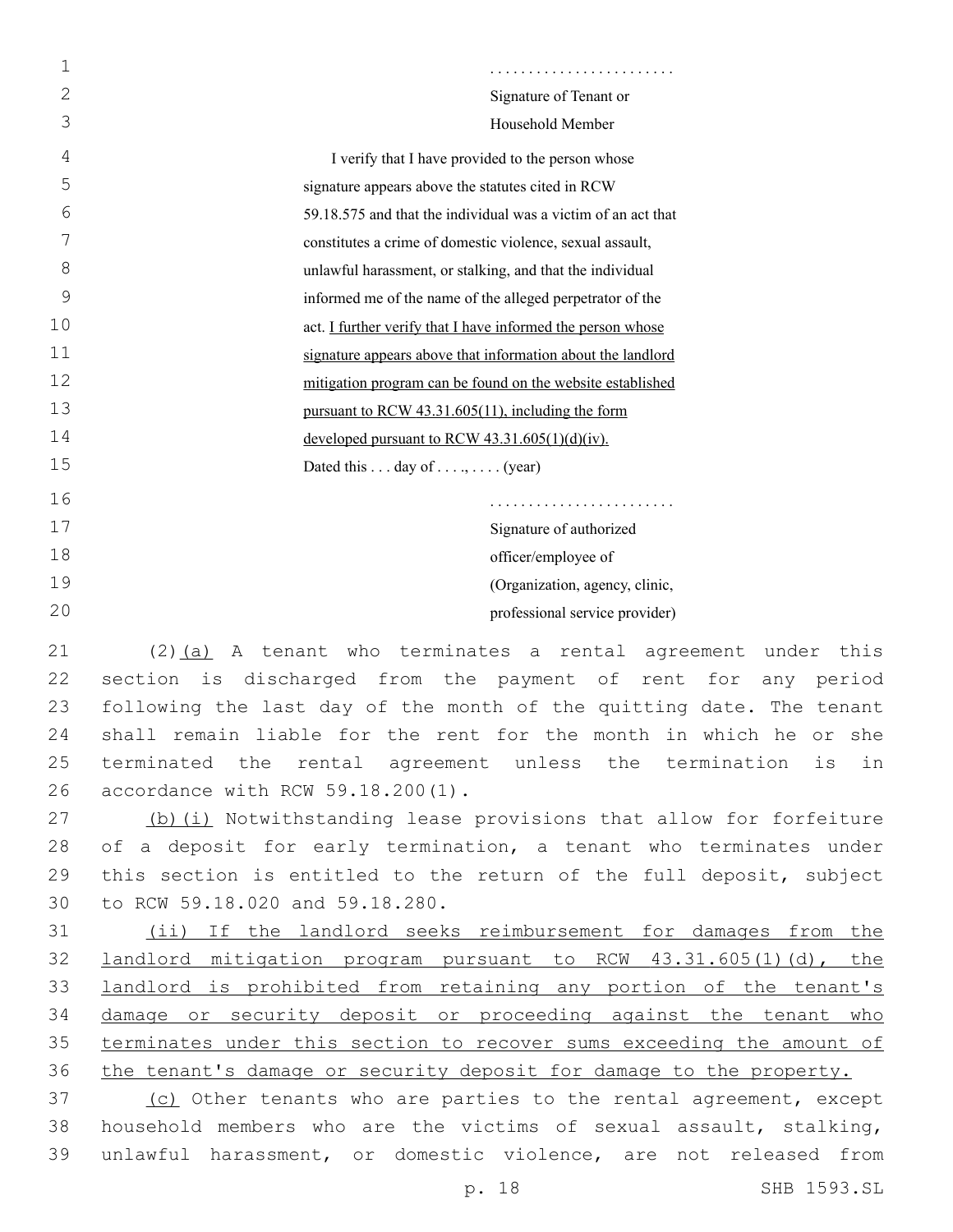........................

Signature of Tenant or Household Member

I verify that I have provided to the person whose signature appears above the statutes cited in RCW 59.18.575 and that the individual was a victim of an act that constitutes a crime of domestic violence, sexual assault, unlawful harassment, or stalking, and that the individual informed me of the name of the alleged perpetrator of the act. I further verify that I have informed the person whose signature appears above that information about the landlord mitigation program can be found on the website established pursuant to RCW 43.31.605(11), including the form developed pursuant to RCW 43.31.605(1)(d)(iv).

Dated this . . . day of . . . ., . . . . (year)

........................

Signature of authorized officer/employee of (Organization, agency, clinic, professional service provider)

(2)(a) A tenant who terminates a rental agreement under this section is discharged from the payment of rent for any period following the last day of the month of the quitting date. The tenant shall remain liable for the rent for the month in which he or she terminated the rental agreement unless the termination is in accordance with RCW 59.18.200(1).

(b)(i) Notwithstanding lease provisions that allow for forfeiture of a deposit for early termination, a tenant who terminates under this section is entitled to the return of the full deposit, subject to RCW 59.18.020 and 59.18.280.

(ii) If the landlord seeks reimbursement for damages from the landlord mitigation program pursuant to RCW 43.31.605(1)(d), the landlord is prohibited from retaining any portion of the tenant's damage or security deposit or proceeding against the tenant who terminates under this section to recover sums exceeding the amount of the tenant's damage or security deposit for damage to the property.

(c) Other tenants who are parties to the rental agreement, except household members who are the victims of sexual assault, stalking, unlawful harassment, or domestic violence, are not released from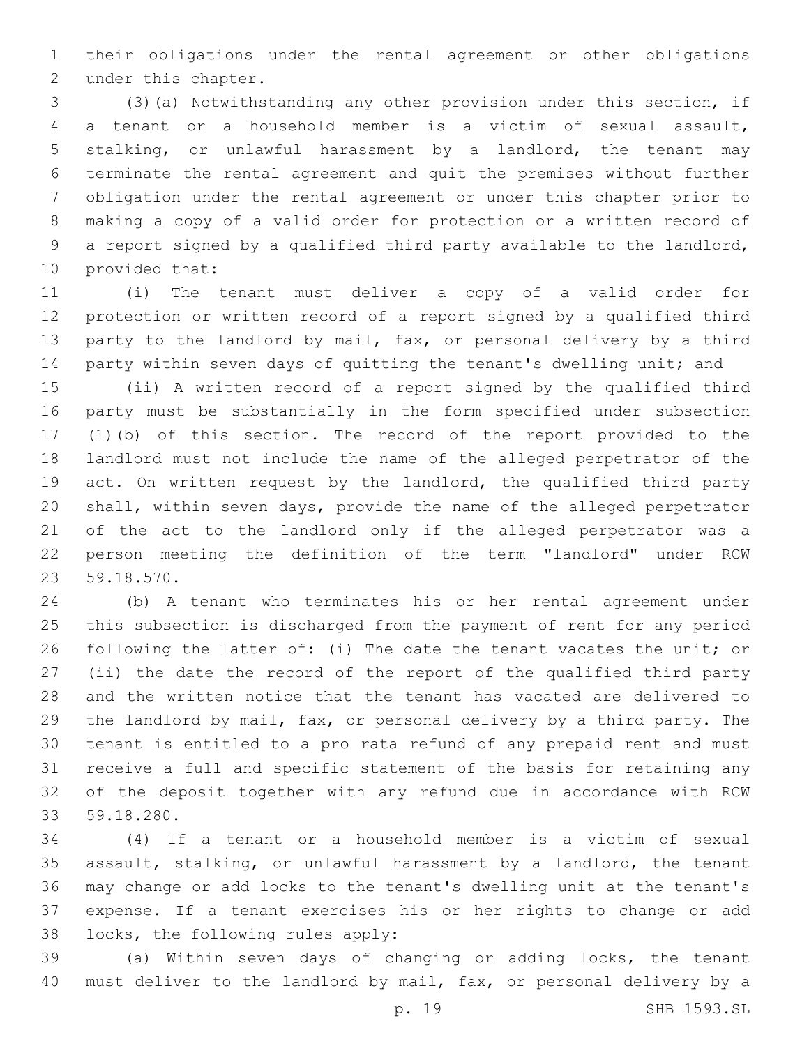their obligations under the rental agreement or other obligations under this chapter.

(3)(a) Notwithstanding any other provision under this section, if a tenant or a household member is a victim of sexual assault, stalking, or unlawful harassment by a landlord, the tenant may terminate the rental agreement and quit the premises without further obligation under the rental agreement or under this chapter prior to making a copy of a valid order for protection or a written record of a report signed by a qualified third party available to the landlord, provided that:

(i) The tenant must deliver a copy of a valid order for protection or written record of a report signed by a qualified third party to the landlord by mail, fax, or personal delivery by a third party within seven days of quitting the tenant's dwelling unit; and

(ii) A written record of a report signed by the qualified third party must be substantially in the form specified under subsection (1)(b) of this section. The record of the report provided to the landlord must not include the name of the alleged perpetrator of the act. On written request by the landlord, the qualified third party shall, within seven days, provide the name of the alleged perpetrator of the act to the landlord only if the alleged perpetrator was a person meeting the definition of the term "landlord" under RCW 59.18.570.

(b) A tenant who terminates his or her rental agreement under this subsection is discharged from the payment of rent for any period following the latter of: (i) The date the tenant vacates the unit; or (ii) the date the record of the report of the qualified third party and the written notice that the tenant has vacated are delivered to the landlord by mail, fax, or personal delivery by a third party. The tenant is entitled to a pro rata refund of any prepaid rent and must receive a full and specific statement of the basis for retaining any of the deposit together with any refund due in accordance with RCW 59.18.280.

(4) If a tenant or a household member is a victim of sexual assault, stalking, or unlawful harassment by a landlord, the tenant may change or add locks to the tenant's dwelling unit at the tenant's expense. If a tenant exercises his or her rights to change or add locks, the following rules apply:

(a) Within seven days of changing or adding locks, the tenant must deliver to the landlord by mail, fax, or personal delivery by a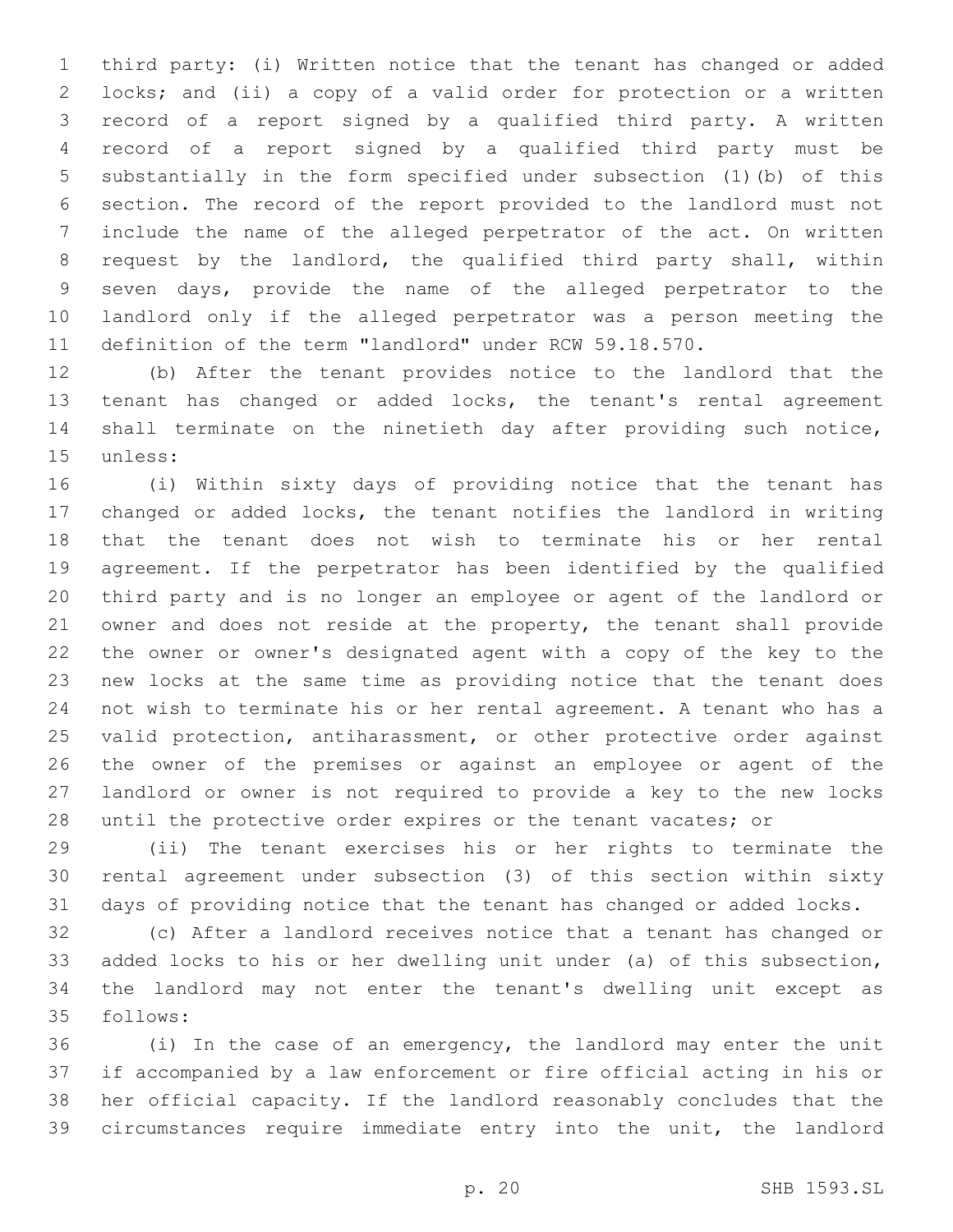third party: (i) Written notice that the tenant has changed or added locks; and (ii) a copy of a valid order for protection or a written record of a report signed by a qualified third party. A written record of a report signed by a qualified third party must be substantially in the form specified under subsection (1)(b) of this section. The record of the report provided to the landlord must not include the name of the alleged perpetrator of the act. On written request by the landlord, the qualified third party shall, within seven days, provide the name of the alleged perpetrator to the landlord only if the alleged perpetrator was a person meeting the definition of the term "landlord" under RCW 59.18.570.

(b) After the tenant provides notice to the landlord that the tenant has changed or added locks, the tenant's rental agreement shall terminate on the ninetieth day after providing such notice, unless:

(i) Within sixty days of providing notice that the tenant has changed or added locks, the tenant notifies the landlord in writing that the tenant does not wish to terminate his or her rental agreement. If the perpetrator has been identified by the qualified third party and is no longer an employee or agent of the landlord or owner and does not reside at the property, the tenant shall provide the owner or owner's designated agent with a copy of the key to the new locks at the same time as providing notice that the tenant does not wish to terminate his or her rental agreement. A tenant who has a valid protection, antiharassment, or other protective order against the owner of the premises or against an employee or agent of the landlord or owner is not required to provide a key to the new locks until the protective order expires or the tenant vacates; or

(ii) The tenant exercises his or her rights to terminate the rental agreement under subsection (3) of this section within sixty days of providing notice that the tenant has changed or added locks.

(c) After a landlord receives notice that a tenant has changed or added locks to his or her dwelling unit under (a) of this subsection, the landlord may not enter the tenant's dwelling unit except as follows:

(i) In the case of an emergency, the landlord may enter the unit if accompanied by a law enforcement or fire official acting in his or her official capacity. If the landlord reasonably concludes that the circumstances require immediate entry into the unit, the landlord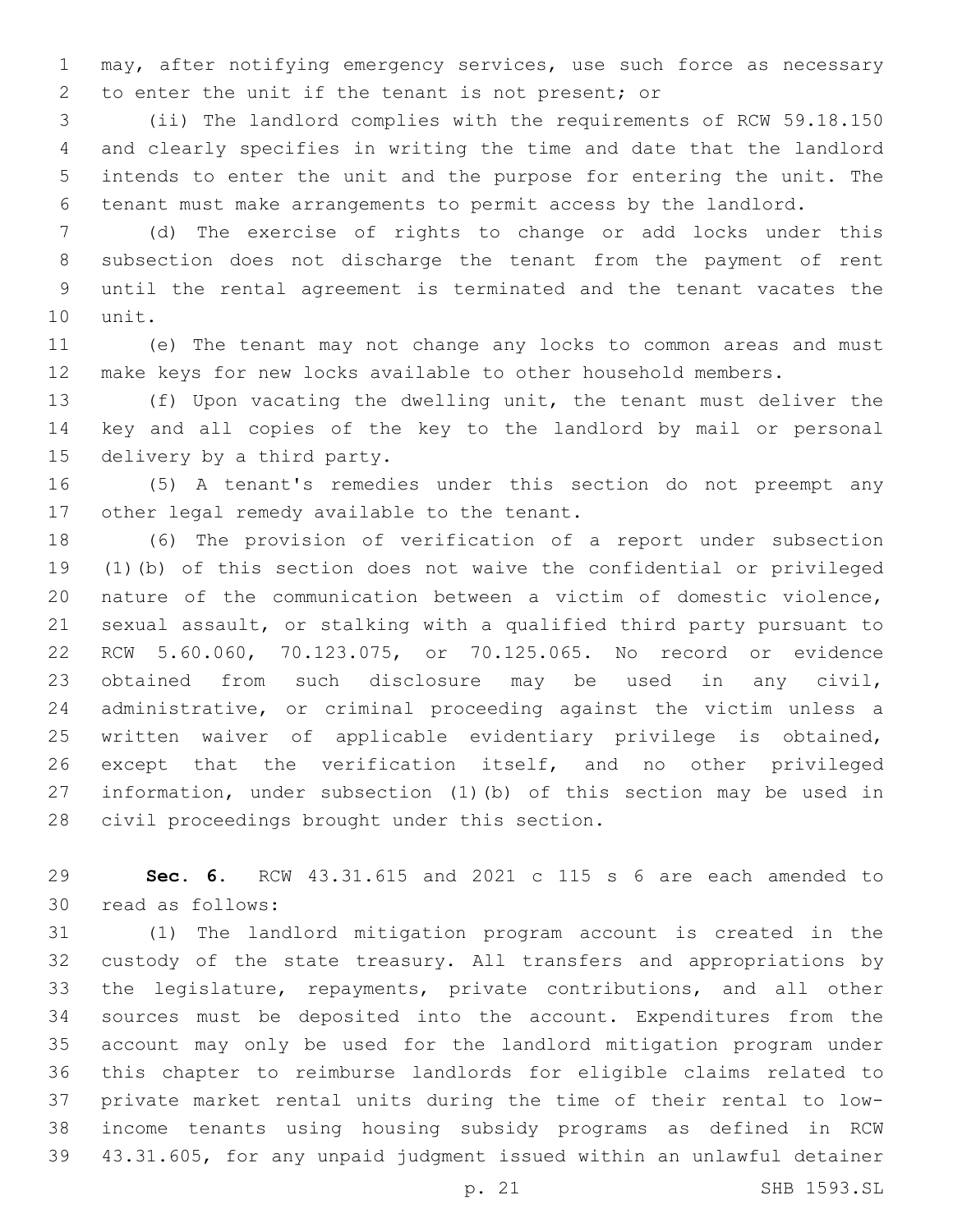may, after notifying emergency services, use such force as necessary to enter the unit if the tenant is not present; or

(ii) The landlord complies with the requirements of RCW 59.18.150 and clearly specifies in writing the time and date that the landlord intends to enter the unit and the purpose for entering the unit. The tenant must make arrangements to permit access by the landlord.

(d) The exercise of rights to change or add locks under this subsection does not discharge the tenant from the payment of rent until the rental agreement is terminated and the tenant vacates the unit.

(e) The tenant may not change any locks to common areas and must make keys for new locks available to other household members.

(f) Upon vacating the dwelling unit, the tenant must deliver the key and all copies of the key to the landlord by mail or personal delivery by a third party.

(5) A tenant's remedies under this section do not preempt any other legal remedy available to the tenant.

(6) The provision of verification of a report under subsection (1)(b) of this section does not waive the confidential or privileged nature of the communication between a victim of domestic violence, sexual assault, or stalking with a qualified third party pursuant to RCW 5.60.060, 70.123.075, or 70.125.065. No record or evidence obtained from such disclosure may be used in any civil, administrative, or criminal proceeding against the victim unless a written waiver of applicable evidentiary privilege is obtained, except that the verification itself, and no other privileged information, under subsection (1)(b) of this section may be used in civil proceedings brought under this section.

**Sec. 6.** RCW 43.31.615 and 2021 c 115 s 6 are each amended to read as follows:

(1) The landlord mitigation program account is created in the custody of the state treasury. All transfers and appropriations by the legislature, repayments, private contributions, and all other sources must be deposited into the account. Expenditures from the account may only be used for the landlord mitigation program under this chapter to reimburse landlords for eligible claims related to private market rental units during the time of their rental to low-income tenants using housing subsidy programs as defined in RCW 43.31.605, for any unpaid judgment issued within an unlawful detainer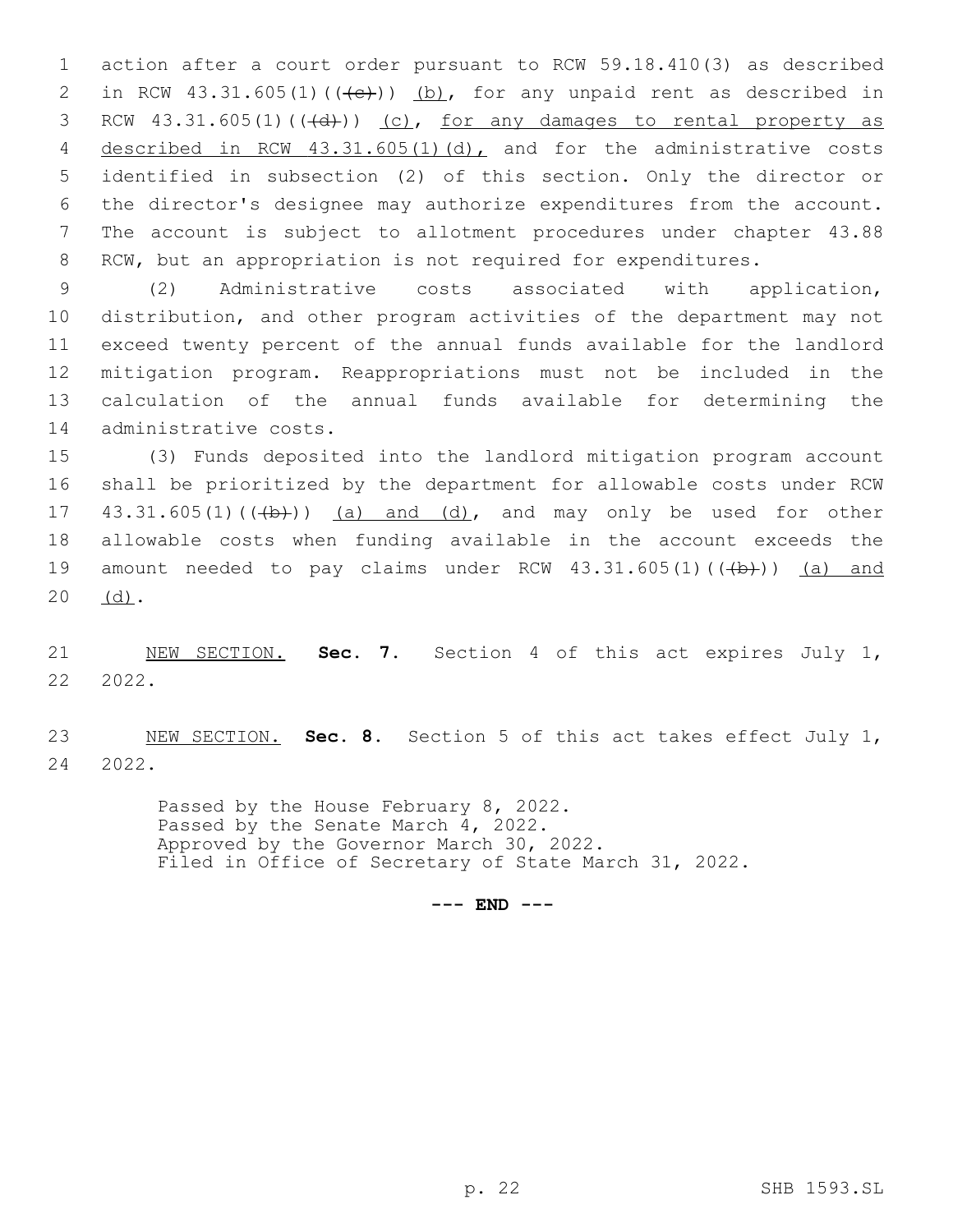action after a court order pursuant to RCW 59.18.410(3) as described in RCW 43.31.605(1)((~~(c)~~)) <u>(b)</u>, for any unpaid rent as described in RCW 43.31.605(1)((~~(d)~~)) <u>(c)</u>, <u>for any damages to rental property as described in RCW 43.31.605(1)(d),</u> and for the administrative costs identified in subsection (2) of this section. Only the director or the director's designee may authorize expenditures from the account. The account is subject to allotment procedures under chapter 43.88 RCW, but an appropriation is not required for expenditures.

(2) Administrative costs associated with application, distribution, and other program activities of the department may not exceed twenty percent of the annual funds available for the landlord mitigation program. Reappropriations must not be included in the calculation of the annual funds available for determining the administrative costs.

(3) Funds deposited into the landlord mitigation program account shall be prioritized by the department for allowable costs under RCW 43.31.605(1)((~~(b)~~)) <u>(a) and (d)</u>, and may only be used for other allowable costs when funding available in the account exceeds the amount needed to pay claims under RCW 43.31.605(1)((~~(b)~~)) <u>(a) and (d)</u>.

<u>NEW SECTION.</u> **Sec. 7.** Section 4 of this act expires July 1, 2022.

<u>NEW SECTION.</u> **Sec. 8.** Section 5 of this act takes effect July 1, 2022.

Passed by the House February 8, 2022.
Passed by the Senate March 4, 2022.
Approved by the Governor March 30, 2022.
Filed in Office of Secretary of State March 31, 2022.

**--- END ---**